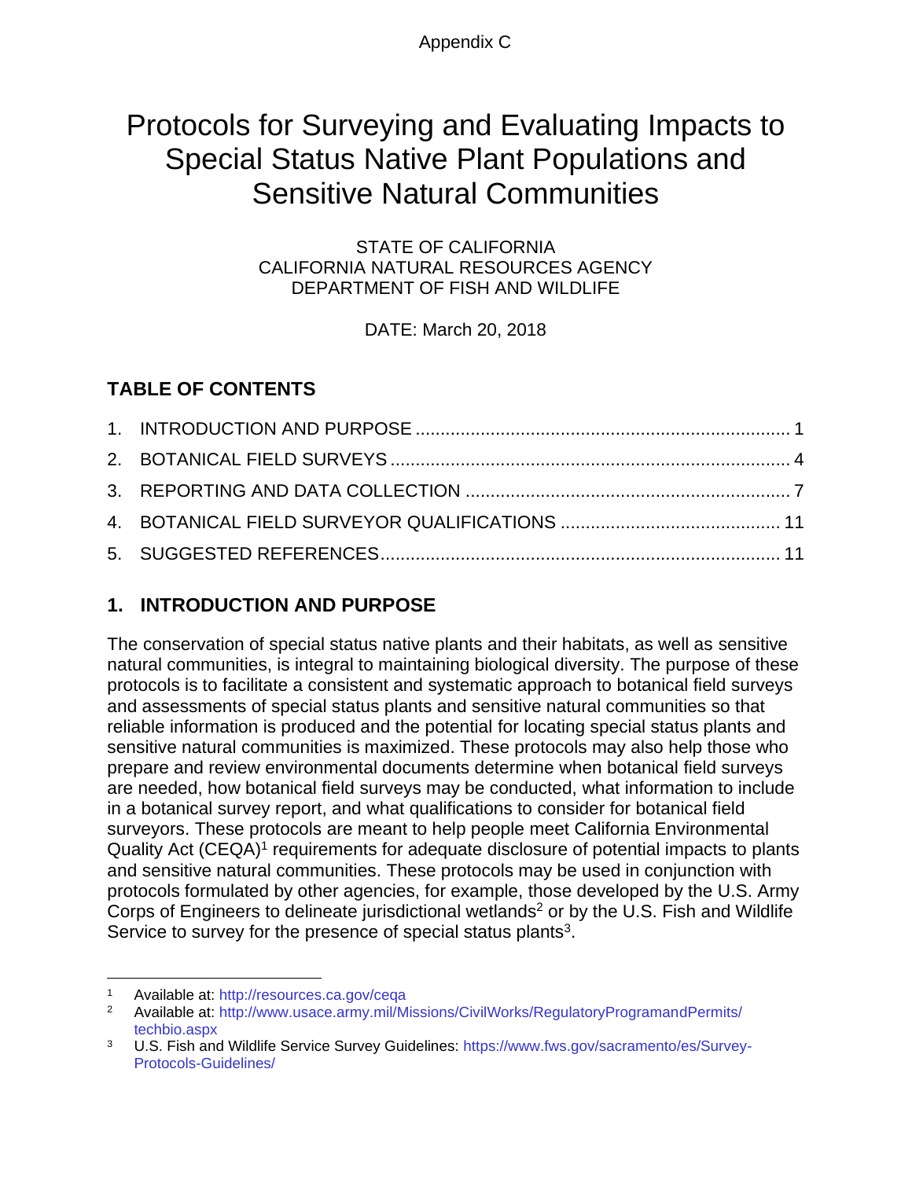Appendix C

# Protocols for Surveying and Evaluating Impacts to Special Status Native Plant Populations and Sensitive Natural Communities

STATE OF CALIFORNIA
CALIFORNIA NATURAL RESOURCES AGENCY
DEPARTMENT OF FISH AND WILDLIFE

DATE: March 20, 2018

## TABLE OF CONTENTS

1. INTRODUCTION AND PURPOSE ........................................................................ 1
2. BOTANICAL FIELD SURVEYS ............................................................................ 4
3. REPORTING AND DATA COLLECTION ................................................................ 7
4. BOTANICAL FIELD SURVEYOR QUALIFICATIONS .......................................... 11
5. SUGGESTED REFERENCES.............................................................................. 11

## 1. INTRODUCTION AND PURPOSE

The conservation of special status native plants and their habitats, as well as sensitive natural communities, is integral to maintaining biological diversity. The purpose of these protocols is to facilitate a consistent and systematic approach to botanical field surveys and assessments of special status plants and sensitive natural communities so that reliable information is produced and the potential for locating special status plants and sensitive natural communities is maximized. These protocols may also help those who prepare and review environmental documents determine when botanical field surveys are needed, how botanical field surveys may be conducted, what information to include in a botanical survey report, and what qualifications to consider for botanical field surveyors. These protocols are meant to help people meet California Environmental Quality Act (CEQA)[1] requirements for adequate disclosure of potential impacts to plants and sensitive natural communities. These protocols may be used in conjunction with protocols formulated by other agencies, for example, those developed by the U.S. Army Corps of Engineers to delineate jurisdictional wetlands[2] or by the U.S. Fish and Wildlife Service to survey for the presence of special status plants[3].

---

[1] Available at: http://resources.ca.gov/ceqa

[2] Available at: http://www.usace.army.mil/Missions/CivilWorks/RegulatoryProgramandPermits/techbio.aspx

[3] U.S. Fish and Wildlife Service Survey Guidelines: https://www.fws.gov/sacramento/es/Survey-Protocols-Guidelines/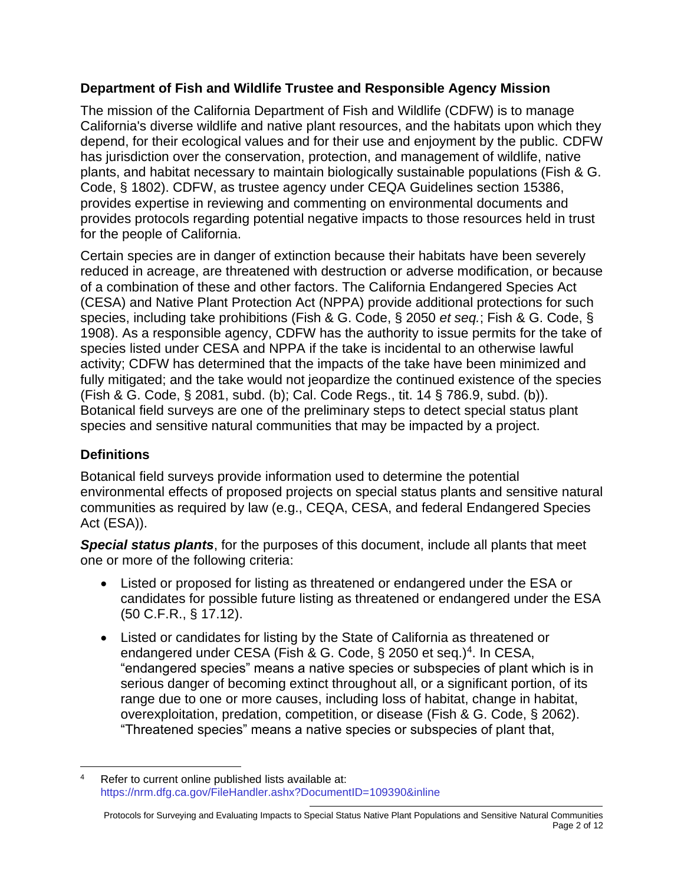## Department of Fish and Wildlife Trustee and Responsible Agency Mission

The mission of the California Department of Fish and Wildlife (CDFW) is to manage California's diverse wildlife and native plant resources, and the habitats upon which they depend, for their ecological values and for their use and enjoyment by the public. CDFW has jurisdiction over the conservation, protection, and management of wildlife, native plants, and habitat necessary to maintain biologically sustainable populations (Fish & G. Code, § 1802). CDFW, as trustee agency under CEQA Guidelines section 15386, provides expertise in reviewing and commenting on environmental documents and provides protocols regarding potential negative impacts to those resources held in trust for the people of California.

Certain species are in danger of extinction because their habitats have been severely reduced in acreage, are threatened with destruction or adverse modification, or because of a combination of these and other factors. The California Endangered Species Act (CESA) and Native Plant Protection Act (NPPA) provide additional protections for such species, including take prohibitions (Fish & G. Code, § 2050 *et seq.*; Fish & G. Code, § 1908). As a responsible agency, CDFW has the authority to issue permits for the take of species listed under CESA and NPPA if the take is incidental to an otherwise lawful activity; CDFW has determined that the impacts of the take have been minimized and fully mitigated; and the take would not jeopardize the continued existence of the species (Fish & G. Code, § 2081, subd. (b); Cal. Code Regs., tit. 14 § 786.9, subd. (b)). Botanical field surveys are one of the preliminary steps to detect special status plant species and sensitive natural communities that may be impacted by a project.

## Definitions

Botanical field surveys provide information used to determine the potential environmental effects of proposed projects on special status plants and sensitive natural communities as required by law (e.g., CEQA, CESA, and federal Endangered Species Act (ESA)).

***Special status plants***, for the purposes of this document, include all plants that meet one or more of the following criteria:

- Listed or proposed for listing as threatened or endangered under the ESA or candidates for possible future listing as threatened or endangered under the ESA (50 C.F.R., § 17.12).
- Listed or candidates for listing by the State of California as threatened or endangered under CESA (Fish & G. Code, § 2050 et seq.)[4]. In CESA, "endangered species" means a native species or subspecies of plant which is in serious danger of becoming extinct throughout all, or a significant portion, of its range due to one or more causes, including loss of habitat, change in habitat, overexploitation, predation, competition, or disease (Fish & G. Code, § 2062). "Threatened species" means a native species or subspecies of plant that,

[4] Refer to current online published lists available at: https://nrm.dfg.ca.gov/FileHandler.ashx?DocumentID=109390&inline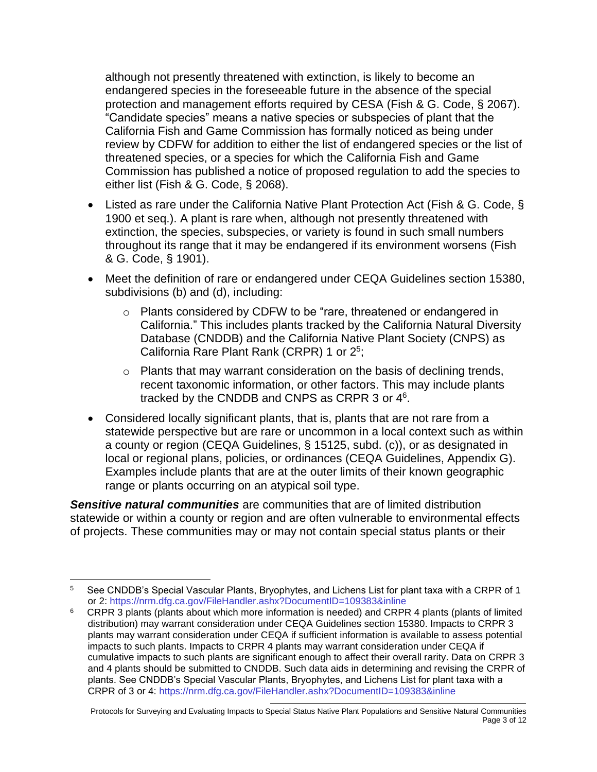although not presently threatened with extinction, is likely to become an endangered species in the foreseeable future in the absence of the special protection and management efforts required by CESA (Fish & G. Code, § 2067). "Candidate species" means a native species or subspecies of plant that the California Fish and Game Commission has formally noticed as being under review by CDFW for addition to either the list of endangered species or the list of threatened species, or a species for which the California Fish and Game Commission has published a notice of proposed regulation to add the species to either list (Fish & G. Code, § 2068).

- Listed as rare under the California Native Plant Protection Act (Fish & G. Code, § 1900 et seq.). A plant is rare when, although not presently threatened with extinction, the species, subspecies, or variety is found in such small numbers throughout its range that it may be endangered if its environment worsens (Fish & G. Code, § 1901).
- Meet the definition of rare or endangered under CEQA Guidelines section 15380, subdivisions (b) and (d), including:
    - Plants considered by CDFW to be "rare, threatened or endangered in California." This includes plants tracked by the California Natural Diversity Database (CNDDB) and the California Native Plant Society (CNPS) as California Rare Plant Rank (CRPR) 1 or 2[5];
    - Plants that may warrant consideration on the basis of declining trends, recent taxonomic information, or other factors. This may include plants tracked by the CNDDB and CNPS as CRPR 3 or 4[6].
- Considered locally significant plants, that is, plants that are not rare from a statewide perspective but are rare or uncommon in a local context such as within a county or region (CEQA Guidelines, § 15125, subd. (c)), or as designated in local or regional plans, policies, or ordinances (CEQA Guidelines, Appendix G). Examples include plants that are at the outer limits of their known geographic range or plants occurring on an atypical soil type.

***Sensitive natural communities*** are communities that are of limited distribution statewide or within a county or region and are often vulnerable to environmental effects of projects. These communities may or may not contain special status plants or their

---

[5] See CNDDB's Special Vascular Plants, Bryophytes, and Lichens List for plant taxa with a CRPR of 1 or 2: https://nrm.dfg.ca.gov/FileHandler.ashx?DocumentID=109383&inline

[6] CRPR 3 plants (plants about which more information is needed) and CRPR 4 plants (plants of limited distribution) may warrant consideration under CEQA Guidelines section 15380. Impacts to CRPR 3 plants may warrant consideration under CEQA if sufficient information is available to assess potential impacts to such plants. Impacts to CRPR 4 plants may warrant consideration under CEQA if cumulative impacts to such plants are significant enough to affect their overall rarity. Data on CRPR 3 and 4 plants should be submitted to CNDDB. Such data aids in determining and revising the CRPR of plants. See CNDDB's Special Vascular Plants, Bryophytes, and Lichens List for plant taxa with a CRPR of 3 or 4: https://nrm.dfg.ca.gov/FileHandler.ashx?DocumentID=109383&inline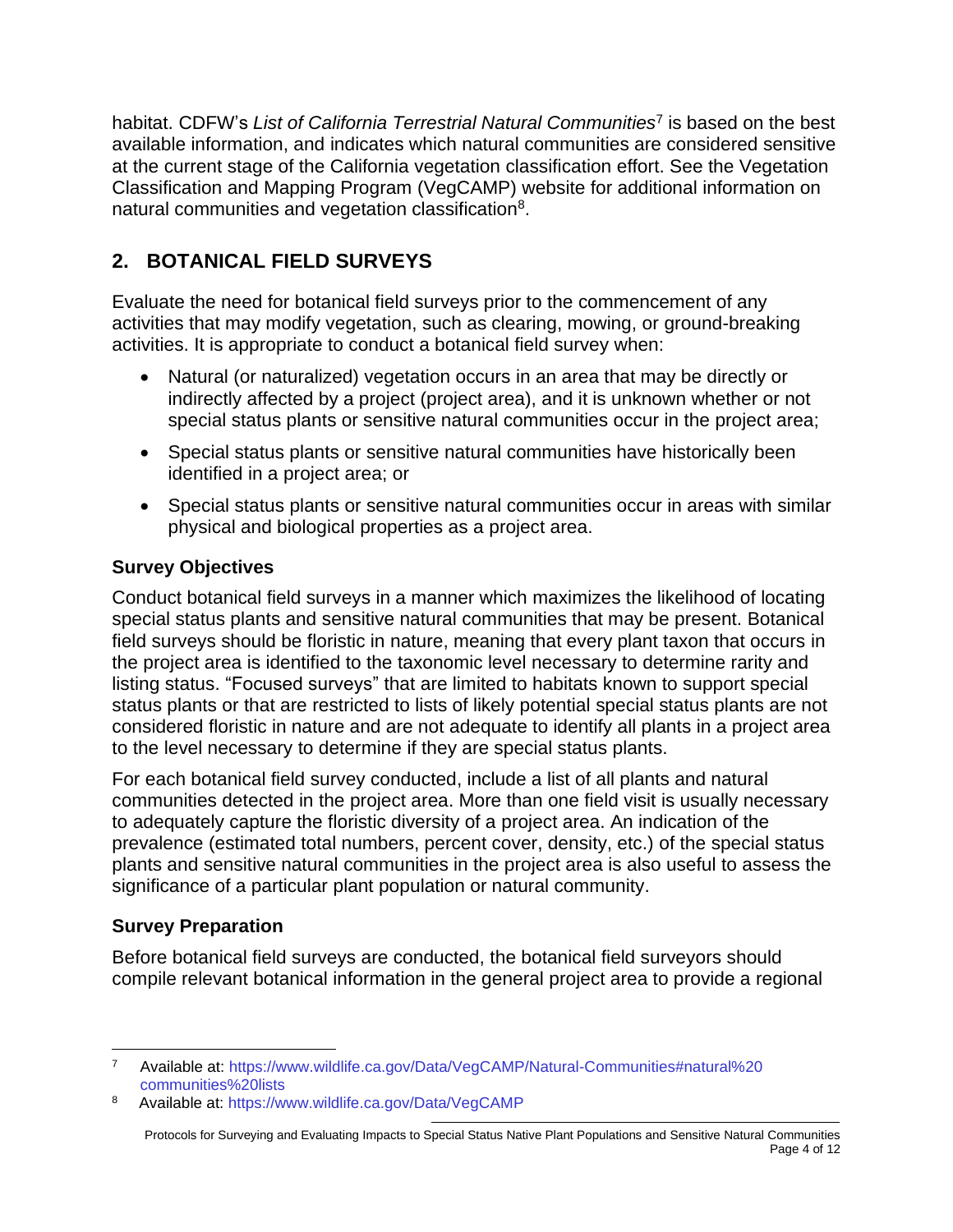habitat. CDFW's *List of California Terrestrial Natural Communities*[7] is based on the best available information, and indicates which natural communities are considered sensitive at the current stage of the California vegetation classification effort. See the Vegetation Classification and Mapping Program (VegCAMP) website for additional information on natural communities and vegetation classification[8].

## 2. BOTANICAL FIELD SURVEYS

Evaluate the need for botanical field surveys prior to the commencement of any activities that may modify vegetation, such as clearing, mowing, or ground-breaking activities. It is appropriate to conduct a botanical field survey when:

- Natural (or naturalized) vegetation occurs in an area that may be directly or indirectly affected by a project (project area), and it is unknown whether or not special status plants or sensitive natural communities occur in the project area;
- Special status plants or sensitive natural communities have historically been identified in a project area; or
- Special status plants or sensitive natural communities occur in areas with similar physical and biological properties as a project area.

### Survey Objectives

Conduct botanical field surveys in a manner which maximizes the likelihood of locating special status plants and sensitive natural communities that may be present. Botanical field surveys should be floristic in nature, meaning that every plant taxon that occurs in the project area is identified to the taxonomic level necessary to determine rarity and listing status. "Focused surveys" that are limited to habitats known to support special status plants or that are restricted to lists of likely potential special status plants are not considered floristic in nature and are not adequate to identify all plants in a project area to the level necessary to determine if they are special status plants.

For each botanical field survey conducted, include a list of all plants and natural communities detected in the project area. More than one field visit is usually necessary to adequately capture the floristic diversity of a project area. An indication of the prevalence (estimated total numbers, percent cover, density, etc.) of the special status plants and sensitive natural communities in the project area is also useful to assess the significance of a particular plant population or natural community.

### Survey Preparation

Before botanical field surveys are conducted, the botanical field surveyors should compile relevant botanical information in the general project area to provide a regional

---

[7] Available at: https://www.wildlife.ca.gov/Data/VegCAMP/Natural-Communities#natural%20communities%20lists

[8] Available at: https://www.wildlife.ca.gov/Data/VegCAMP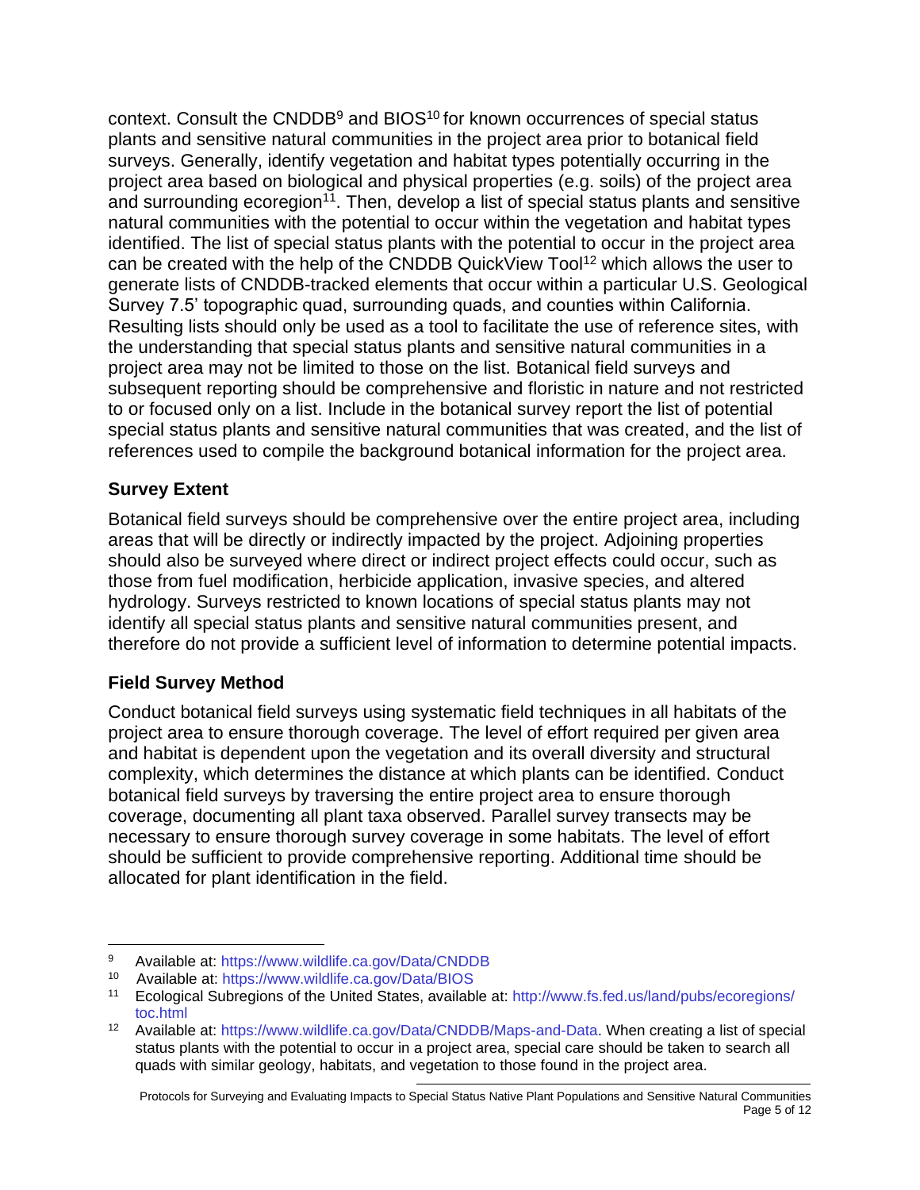context. Consult the CNDDB[9] and BIOS[10] for known occurrences of special status plants and sensitive natural communities in the project area prior to botanical field surveys. Generally, identify vegetation and habitat types potentially occurring in the project area based on biological and physical properties (e.g. soils) of the project area and surrounding ecoregion[11]. Then, develop a list of special status plants and sensitive natural communities with the potential to occur within the vegetation and habitat types identified. The list of special status plants with the potential to occur in the project area can be created with the help of the CNDDB QuickView Tool[12] which allows the user to generate lists of CNDDB-tracked elements that occur within a particular U.S. Geological Survey 7.5' topographic quad, surrounding quads, and counties within California. Resulting lists should only be used as a tool to facilitate the use of reference sites, with the understanding that special status plants and sensitive natural communities in a project area may not be limited to those on the list. Botanical field surveys and subsequent reporting should be comprehensive and floristic in nature and not restricted to or focused only on a list. Include in the botanical survey report the list of potential special status plants and sensitive natural communities that was created, and the list of references used to compile the background botanical information for the project area.

### Survey Extent

Botanical field surveys should be comprehensive over the entire project area, including areas that will be directly or indirectly impacted by the project. Adjoining properties should also be surveyed where direct or indirect project effects could occur, such as those from fuel modification, herbicide application, invasive species, and altered hydrology. Surveys restricted to known locations of special status plants may not identify all special status plants and sensitive natural communities present, and therefore do not provide a sufficient level of information to determine potential impacts.

### Field Survey Method

Conduct botanical field surveys using systematic field techniques in all habitats of the project area to ensure thorough coverage. The level of effort required per given area and habitat is dependent upon the vegetation and its overall diversity and structural complexity, which determines the distance at which plants can be identified. Conduct botanical field surveys by traversing the entire project area to ensure thorough coverage, documenting all plant taxa observed. Parallel survey transects may be necessary to ensure thorough survey coverage in some habitats. The level of effort should be sufficient to provide comprehensive reporting. Additional time should be allocated for plant identification in the field.

---

[9] Available at: https://www.wildlife.ca.gov/Data/CNDDB

[10] Available at: https://www.wildlife.ca.gov/Data/BIOS

[11] Ecological Subregions of the United States, available at: http://www.fs.fed.us/land/pubs/ecoregions/toc.html

[12] Available at: https://www.wildlife.ca.gov/Data/CNDDB/Maps-and-Data. When creating a list of special status plants with the potential to occur in a project area, special care should be taken to search all quads with similar geology, habitats, and vegetation to those found in the project area.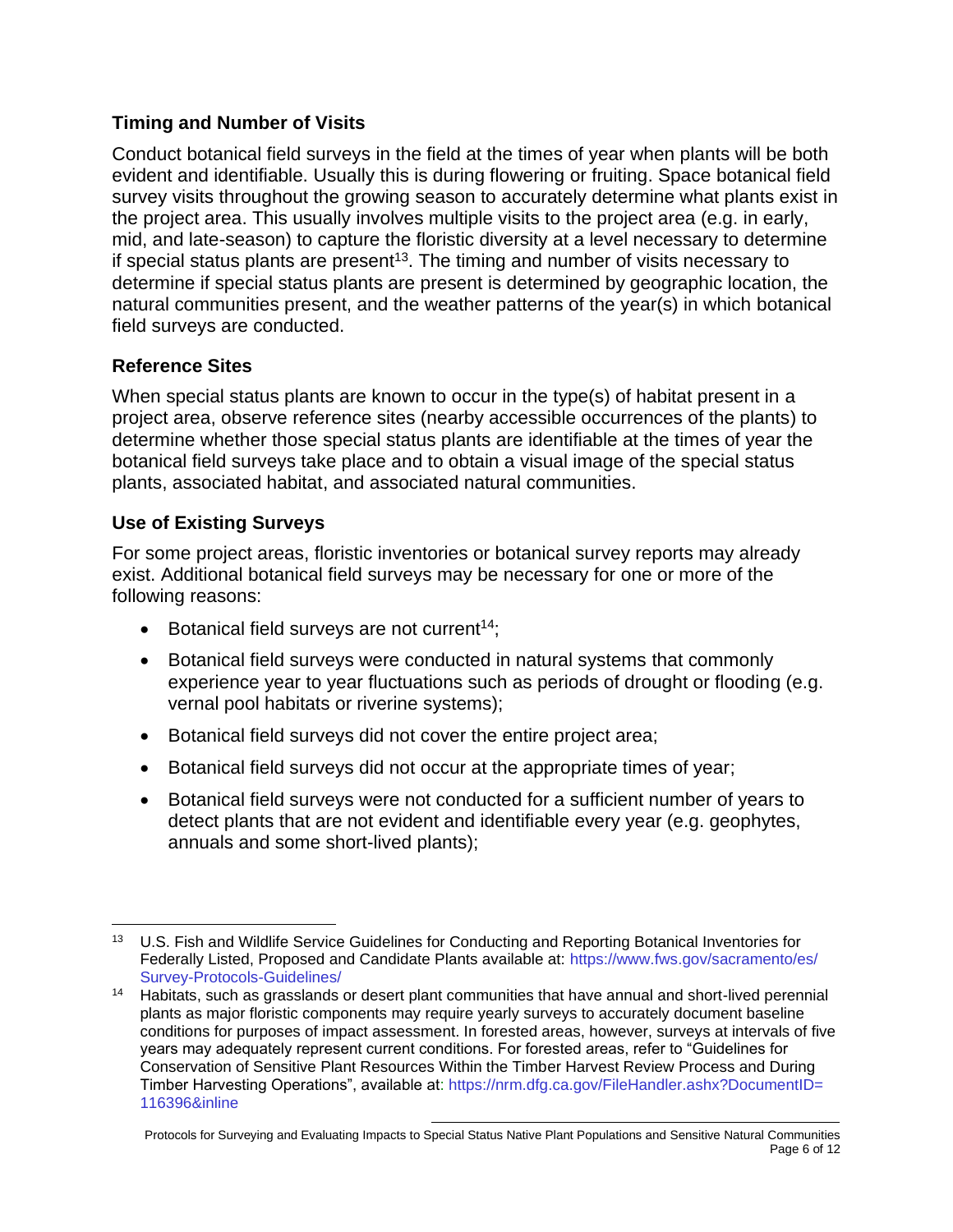### Timing and Number of Visits

Conduct botanical field surveys in the field at the times of year when plants will be both evident and identifiable. Usually this is during flowering or fruiting. Space botanical field survey visits throughout the growing season to accurately determine what plants exist in the project area. This usually involves multiple visits to the project area (e.g. in early, mid, and late-season) to capture the floristic diversity at a level necessary to determine if special status plants are present[13]. The timing and number of visits necessary to determine if special status plants are present is determined by geographic location, the natural communities present, and the weather patterns of the year(s) in which botanical field surveys are conducted.

### Reference Sites

When special status plants are known to occur in the type(s) of habitat present in a project area, observe reference sites (nearby accessible occurrences of the plants) to determine whether those special status plants are identifiable at the times of year the botanical field surveys take place and to obtain a visual image of the special status plants, associated habitat, and associated natural communities.

### Use of Existing Surveys

For some project areas, floristic inventories or botanical survey reports may already exist. Additional botanical field surveys may be necessary for one or more of the following reasons:

- Botanical field surveys are not current[14];
- Botanical field surveys were conducted in natural systems that commonly experience year to year fluctuations such as periods of drought or flooding (e.g. vernal pool habitats or riverine systems);
- Botanical field surveys did not cover the entire project area;
- Botanical field surveys did not occur at the appropriate times of year;
- Botanical field surveys were not conducted for a sufficient number of years to detect plants that are not evident and identifiable every year (e.g. geophytes, annuals and some short-lived plants);

---

[13] U.S. Fish and Wildlife Service Guidelines for Conducting and Reporting Botanical Inventories for Federally Listed, Proposed and Candidate Plants available at: https://www.fws.gov/sacramento/es/Survey-Protocols-Guidelines/

[14] Habitats, such as grasslands or desert plant communities that have annual and short-lived perennial plants as major floristic components may require yearly surveys to accurately document baseline conditions for purposes of impact assessment. In forested areas, however, surveys at intervals of five years may adequately represent current conditions. For forested areas, refer to "Guidelines for Conservation of Sensitive Plant Resources Within the Timber Harvest Review Process and During Timber Harvesting Operations", available at: https://nrm.dfg.ca.gov/FileHandler.ashx?DocumentID=116396&inline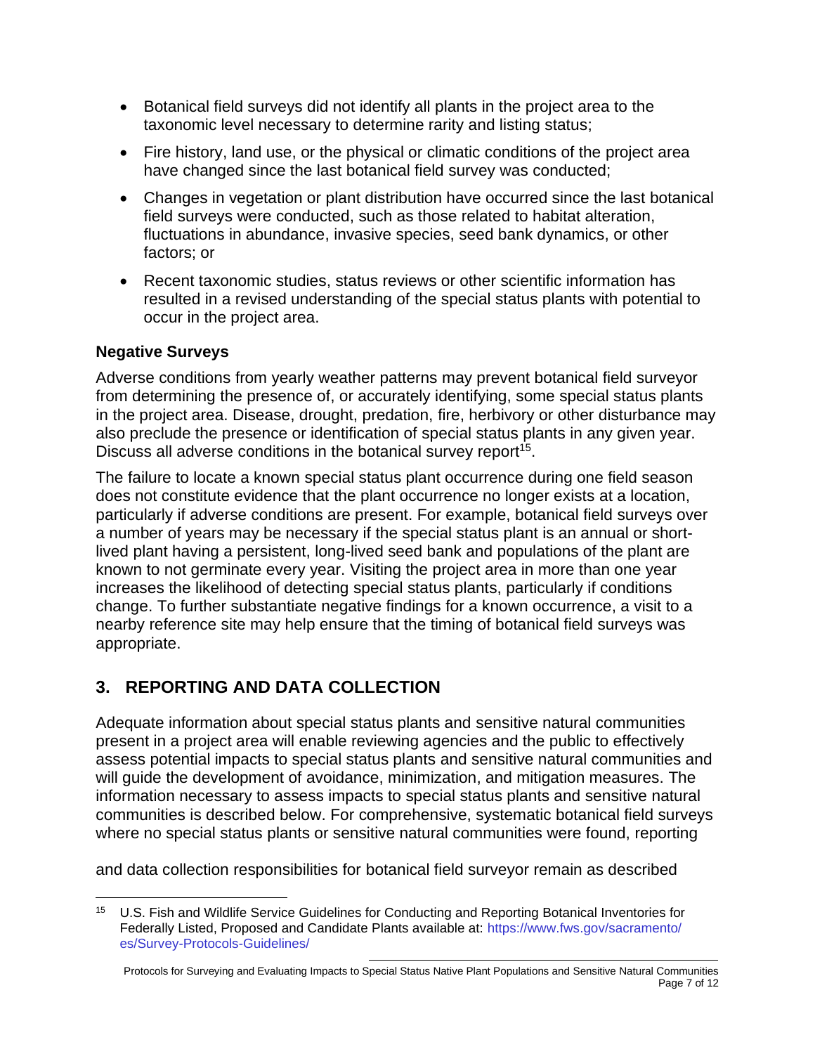- Botanical field surveys did not identify all plants in the project area to the taxonomic level necessary to determine rarity and listing status;
- Fire history, land use, or the physical or climatic conditions of the project area have changed since the last botanical field survey was conducted;
- Changes in vegetation or plant distribution have occurred since the last botanical field surveys were conducted, such as those related to habitat alteration, fluctuations in abundance, invasive species, seed bank dynamics, or other factors; or
- Recent taxonomic studies, status reviews or other scientific information has resulted in a revised understanding of the special status plants with potential to occur in the project area.

### Negative Surveys

Adverse conditions from yearly weather patterns may prevent botanical field surveyor from determining the presence of, or accurately identifying, some special status plants in the project area. Disease, drought, predation, fire, herbivory or other disturbance may also preclude the presence or identification of special status plants in any given year. Discuss all adverse conditions in the botanical survey report[15].

The failure to locate a known special status plant occurrence during one field season does not constitute evidence that the plant occurrence no longer exists at a location, particularly if adverse conditions are present. For example, botanical field surveys over a number of years may be necessary if the special status plant is an annual or short-lived plant having a persistent, long-lived seed bank and populations of the plant are known to not germinate every year. Visiting the project area in more than one year increases the likelihood of detecting special status plants, particularly if conditions change. To further substantiate negative findings for a known occurrence, a visit to a nearby reference site may help ensure that the timing of botanical field surveys was appropriate.

## 3. REPORTING AND DATA COLLECTION

Adequate information about special status plants and sensitive natural communities present in a project area will enable reviewing agencies and the public to effectively assess potential impacts to special status plants and sensitive natural communities and will guide the development of avoidance, minimization, and mitigation measures. The information necessary to assess impacts to special status plants and sensitive natural communities is described below. For comprehensive, systematic botanical field surveys where no special status plants or sensitive natural communities were found, reporting and data collection responsibilities for botanical field surveyor remain as described

[15] U.S. Fish and Wildlife Service Guidelines for Conducting and Reporting Botanical Inventories for Federally Listed, Proposed and Candidate Plants available at: https://www.fws.gov/sacramento/es/Survey-Protocols-Guidelines/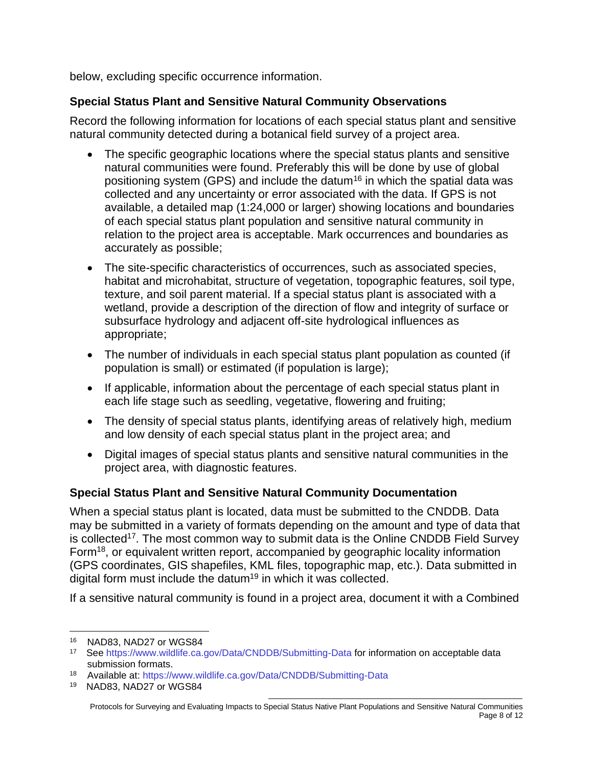below, excluding specific occurrence information.

### Special Status Plant and Sensitive Natural Community Observations

Record the following information for locations of each special status plant and sensitive natural community detected during a botanical field survey of a project area.

- The specific geographic locations where the special status plants and sensitive natural communities were found. Preferably this will be done by use of global positioning system (GPS) and include the datum[16] in which the spatial data was collected and any uncertainty or error associated with the data. If GPS is not available, a detailed map (1:24,000 or larger) showing locations and boundaries of each special status plant population and sensitive natural community in relation to the project area is acceptable. Mark occurrences and boundaries as accurately as possible;
- The site-specific characteristics of occurrences, such as associated species, habitat and microhabitat, structure of vegetation, topographic features, soil type, texture, and soil parent material. If a special status plant is associated with a wetland, provide a description of the direction of flow and integrity of surface or subsurface hydrology and adjacent off-site hydrological influences as appropriate;
- The number of individuals in each special status plant population as counted (if population is small) or estimated (if population is large);
- If applicable, information about the percentage of each special status plant in each life stage such as seedling, vegetative, flowering and fruiting;
- The density of special status plants, identifying areas of relatively high, medium and low density of each special status plant in the project area; and
- Digital images of special status plants and sensitive natural communities in the project area, with diagnostic features.

### Special Status Plant and Sensitive Natural Community Documentation

When a special status plant is located, data must be submitted to the CNDDB. Data may be submitted in a variety of formats depending on the amount and type of data that is collected[17]. The most common way to submit data is the Online CNDDB Field Survey Form[18], or equivalent written report, accompanied by geographic locality information (GPS coordinates, GIS shapefiles, KML files, topographic map, etc.). Data submitted in digital form must include the datum[19] in which it was collected.

If a sensitive natural community is found in a project area, document it with a Combined

---

[16] NAD83, NAD27 or WGS84

[17] See https://www.wildlife.ca.gov/Data/CNDDB/Submitting-Data for information on acceptable data submission formats.

[18] Available at: https://www.wildlife.ca.gov/Data/CNDDB/Submitting-Data

[19] NAD83, NAD27 or WGS84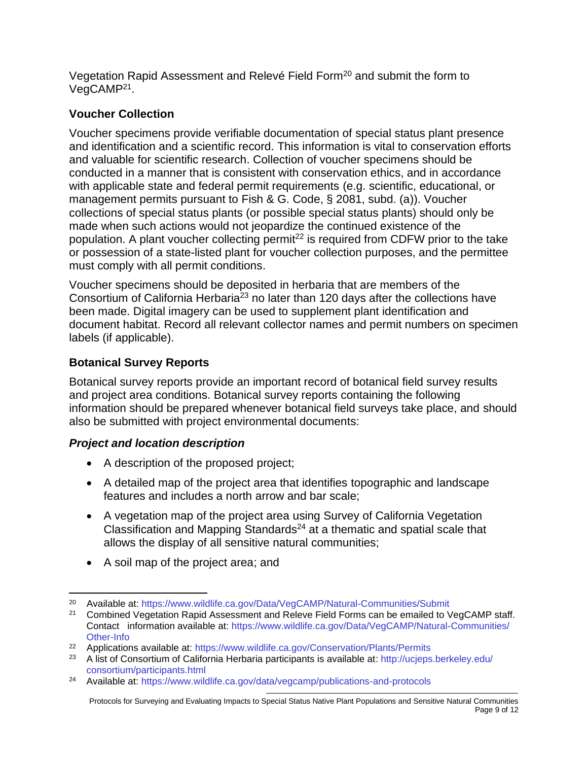Vegetation Rapid Assessment and Relevé Field Form[20] and submit the form to VegCAMP[21].

### Voucher Collection

Voucher specimens provide verifiable documentation of special status plant presence and identification and a scientific record. This information is vital to conservation efforts and valuable for scientific research. Collection of voucher specimens should be conducted in a manner that is consistent with conservation ethics, and in accordance with applicable state and federal permit requirements (e.g. scientific, educational, or management permits pursuant to Fish & G. Code, § 2081, subd. (a)). Voucher collections of special status plants (or possible special status plants) should only be made when such actions would not jeopardize the continued existence of the population. A plant voucher collecting permit[22] is required from CDFW prior to the take or possession of a state-listed plant for voucher collection purposes, and the permittee must comply with all permit conditions.

Voucher specimens should be deposited in herbaria that are members of the Consortium of California Herbaria[23] no later than 120 days after the collections have been made. Digital imagery can be used to supplement plant identification and document habitat. Record all relevant collector names and permit numbers on specimen labels (if applicable).

### Botanical Survey Reports

Botanical survey reports provide an important record of botanical field survey results and project area conditions. Botanical survey reports containing the following information should be prepared whenever botanical field surveys take place, and should also be submitted with project environmental documents:

#### *Project and location description*

- A description of the proposed project;
- A detailed map of the project area that identifies topographic and landscape features and includes a north arrow and bar scale;
- A vegetation map of the project area using Survey of California Vegetation Classification and Mapping Standards[24] at a thematic and spatial scale that allows the display of all sensitive natural communities;
- A soil map of the project area; and

---

[20] Available at: https://www.wildlife.ca.gov/Data/VegCAMP/Natural-Communities/Submit

[21] Combined Vegetation Rapid Assessment and Releve Field Forms can be emailed to VegCAMP staff. Contact information available at: https://www.wildlife.ca.gov/Data/VegCAMP/Natural-Communities/Other-Info

[22] Applications available at: https://www.wildlife.ca.gov/Conservation/Plants/Permits

[23] A list of Consortium of California Herbaria participants is available at: http://ucjeps.berkeley.edu/consortium/participants.html

[24] Available at: https://www.wildlife.ca.gov/data/vegcamp/publications-and-protocols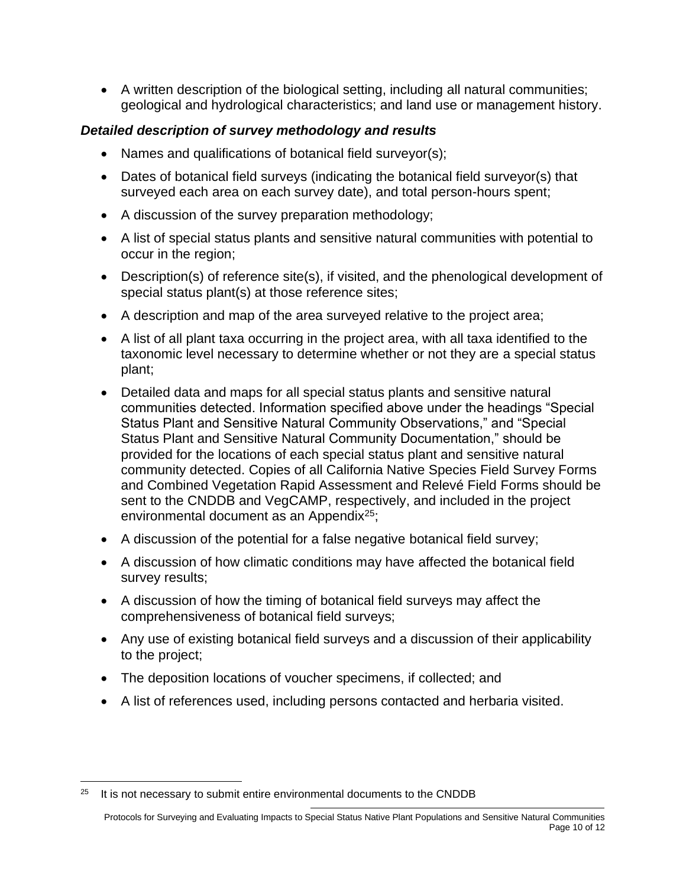- A written description of the biological setting, including all natural communities; geological and hydrological characteristics; and land use or management history.

***Detailed description of survey methodology and results***

- Names and qualifications of botanical field surveyor(s);
- Dates of botanical field surveys (indicating the botanical field surveyor(s) that surveyed each area on each survey date), and total person-hours spent;
- A discussion of the survey preparation methodology;
- A list of special status plants and sensitive natural communities with potential to occur in the region;
- Description(s) of reference site(s), if visited, and the phenological development of special status plant(s) at those reference sites;
- A description and map of the area surveyed relative to the project area;
- A list of all plant taxa occurring in the project area, with all taxa identified to the taxonomic level necessary to determine whether or not they are a special status plant;
- Detailed data and maps for all special status plants and sensitive natural communities detected. Information specified above under the headings "Special Status Plant and Sensitive Natural Community Observations," and "Special Status Plant and Sensitive Natural Community Documentation," should be provided for the locations of each special status plant and sensitive natural community detected. Copies of all California Native Species Field Survey Forms and Combined Vegetation Rapid Assessment and Relevé Field Forms should be sent to the CNDDB and VegCAMP, respectively, and included in the project environmental document as an Appendix[25];
- A discussion of the potential for a false negative botanical field survey;
- A discussion of how climatic conditions may have affected the botanical field survey results;
- A discussion of how the timing of botanical field surveys may affect the comprehensiveness of botanical field surveys;
- Any use of existing botanical field surveys and a discussion of their applicability to the project;
- The deposition locations of voucher specimens, if collected; and
- A list of references used, including persons contacted and herbaria visited.

---

[25] It is not necessary to submit entire environmental documents to the CNDDB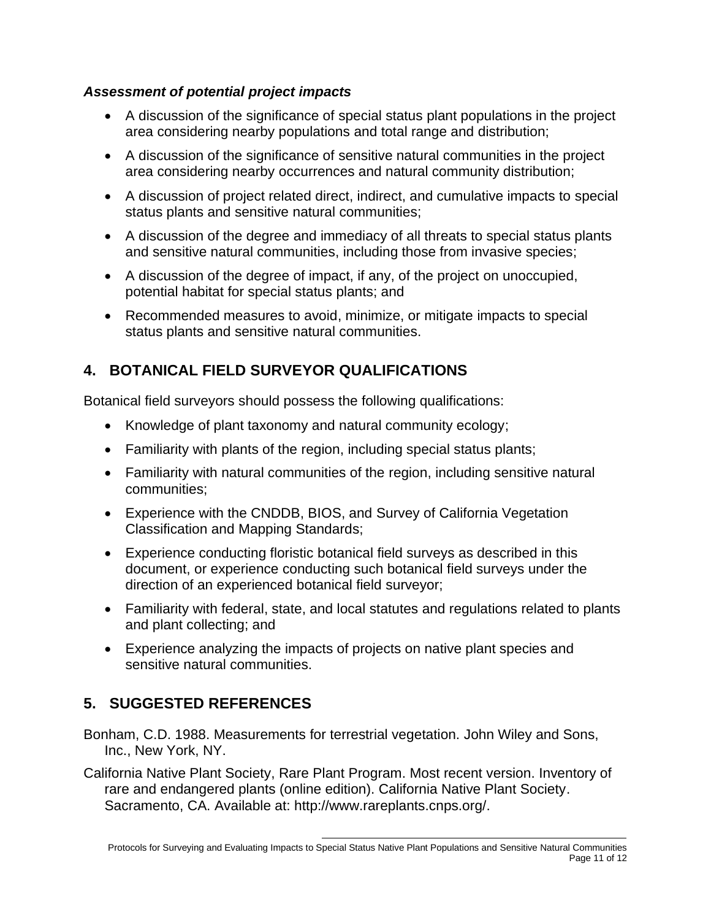### *Assessment of potential project impacts*

- A discussion of the significance of special status plant populations in the project area considering nearby populations and total range and distribution;
- A discussion of the significance of sensitive natural communities in the project area considering nearby occurrences and natural community distribution;
- A discussion of project related direct, indirect, and cumulative impacts to special status plants and sensitive natural communities;
- A discussion of the degree and immediacy of all threats to special status plants and sensitive natural communities, including those from invasive species;
- A discussion of the degree of impact, if any, of the project on unoccupied, potential habitat for special status plants; and
- Recommended measures to avoid, minimize, or mitigate impacts to special status plants and sensitive natural communities.

## 4. BOTANICAL FIELD SURVEYOR QUALIFICATIONS

Botanical field surveyors should possess the following qualifications:

- Knowledge of plant taxonomy and natural community ecology;
- Familiarity with plants of the region, including special status plants;
- Familiarity with natural communities of the region, including sensitive natural communities;
- Experience with the CNDDB, BIOS, and Survey of California Vegetation Classification and Mapping Standards;
- Experience conducting floristic botanical field surveys as described in this document, or experience conducting such botanical field surveys under the direction of an experienced botanical field surveyor;
- Familiarity with federal, state, and local statutes and regulations related to plants and plant collecting; and
- Experience analyzing the impacts of projects on native plant species and sensitive natural communities.

## 5. SUGGESTED REFERENCES

Bonham, C.D. 1988. Measurements for terrestrial vegetation. John Wiley and Sons, Inc., New York, NY.

California Native Plant Society, Rare Plant Program. Most recent version. Inventory of rare and endangered plants (online edition). California Native Plant Society. Sacramento, CA. Available at: http://www.rareplants.cnps.org/.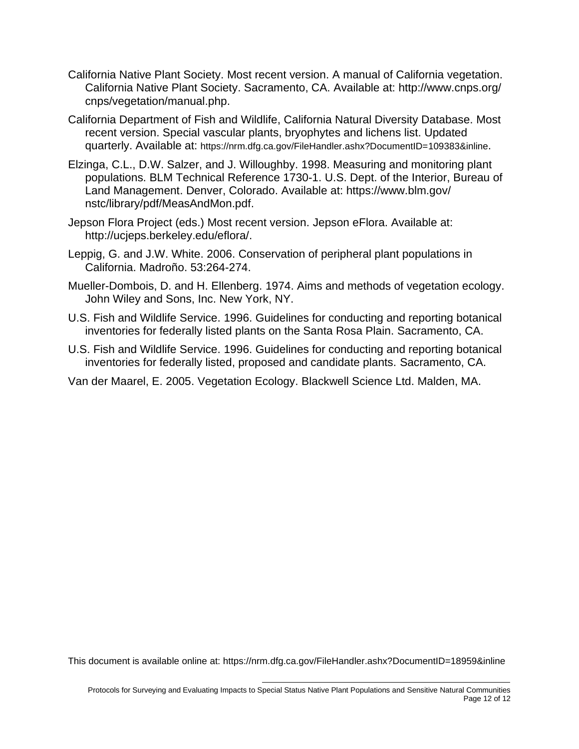California Native Plant Society. Most recent version. A manual of California vegetation. California Native Plant Society. Sacramento, CA. Available at: http://www.cnps.org/cnps/vegetation/manual.php.

California Department of Fish and Wildlife, California Natural Diversity Database. Most recent version. Special vascular plants, bryophytes and lichens list. Updated quarterly. Available at: https://nrm.dfg.ca.gov/FileHandler.ashx?DocumentID=109383&inline.

Elzinga, C.L., D.W. Salzer, and J. Willoughby. 1998. Measuring and monitoring plant populations. BLM Technical Reference 1730-1. U.S. Dept. of the Interior, Bureau of Land Management. Denver, Colorado. Available at: https://www.blm.gov/nstc/library/pdf/MeasAndMon.pdf.

Jepson Flora Project (eds.) Most recent version. Jepson eFlora. Available at: http://ucjeps.berkeley.edu/eflora/.

Leppig, G. and J.W. White. 2006. Conservation of peripheral plant populations in California. Madroño. 53:264-274.

Mueller-Dombois, D. and H. Ellenberg. 1974. Aims and methods of vegetation ecology. John Wiley and Sons, Inc. New York, NY.

U.S. Fish and Wildlife Service. 1996. Guidelines for conducting and reporting botanical inventories for federally listed plants on the Santa Rosa Plain. Sacramento, CA.

U.S. Fish and Wildlife Service. 1996. Guidelines for conducting and reporting botanical inventories for federally listed, proposed and candidate plants. Sacramento, CA.

Van der Maarel, E. 2005. Vegetation Ecology. Blackwell Science Ltd. Malden, MA.

This document is available online at: https://nrm.dfg.ca.gov/FileHandler.ashx?DocumentID=18959&inline